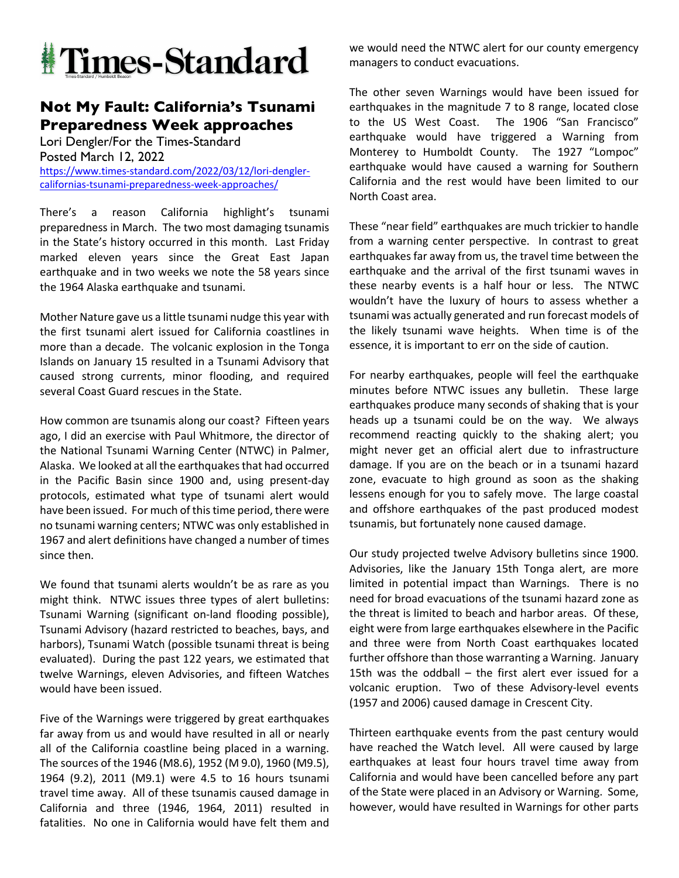# Times-Standard

Times-Standard / Humboldt Beacon

## Not My Fault: California's Tsunami Preparedness Week approaches

Lori Dengler/For the Times-Standard
Posted March 12, 2022
https://www.times-standard.com/2022/03/12/lori-dengler-californias-tsunami-preparedness-week-approaches/

There's a reason California highlight's tsunami preparedness in March. The two most damaging tsunamis in the State's history occurred in this month. Last Friday marked eleven years since the Great East Japan earthquake and in two weeks we note the 58 years since the 1964 Alaska earthquake and tsunami.

Mother Nature gave us a little tsunami nudge this year with the first tsunami alert issued for California coastlines in more than a decade. The volcanic explosion in the Tonga Islands on January 15 resulted in a Tsunami Advisory that caused strong currents, minor flooding, and required several Coast Guard rescues in the State.

How common are tsunamis along our coast? Fifteen years ago, I did an exercise with Paul Whitmore, the director of the National Tsunami Warning Center (NTWC) in Palmer, Alaska. We looked at all the earthquakes that had occurred in the Pacific Basin since 1900 and, using present-day protocols, estimated what type of tsunami alert would have been issued. For much of this time period, there were no tsunami warning centers; NTWC was only established in 1967 and alert definitions have changed a number of times since then.

We found that tsunami alerts wouldn't be as rare as you might think. NTWC issues three types of alert bulletins: Tsunami Warning (significant on-land flooding possible), Tsunami Advisory (hazard restricted to beaches, bays, and harbors), Tsunami Watch (possible tsunami threat is being evaluated). During the past 122 years, we estimated that twelve Warnings, eleven Advisories, and fifteen Watches would have been issued.

Five of the Warnings were triggered by great earthquakes far away from us and would have resulted in all or nearly all of the California coastline being placed in a warning. The sources of the 1946 (M8.6), 1952 (M 9.0), 1960 (M9.5), 1964 (9.2), 2011 (M9.1) were 4.5 to 16 hours tsunami travel time away. All of these tsunamis caused damage in California and three (1946, 1964, 2011) resulted in fatalities. No one in California would have felt them and we would need the NTWC alert for our county emergency managers to conduct evacuations.

The other seven Warnings would have been issued for earthquakes in the magnitude 7 to 8 range, located close to the US West Coast. The 1906 "San Francisco" earthquake would have triggered a Warning from Monterey to Humboldt County. The 1927 "Lompoc" earthquake would have caused a warning for Southern California and the rest would have been limited to our North Coast area.

These "near field" earthquakes are much trickier to handle from a warning center perspective. In contrast to great earthquakes far away from us, the travel time between the earthquake and the arrival of the first tsunami waves in these nearby events is a half hour or less. The NTWC wouldn't have the luxury of hours to assess whether a tsunami was actually generated and run forecast models of the likely tsunami wave heights. When time is of the essence, it is important to err on the side of caution.

For nearby earthquakes, people will feel the earthquake minutes before NTWC issues any bulletin. These large earthquakes produce many seconds of shaking that is your heads up a tsunami could be on the way. We always recommend reacting quickly to the shaking alert; you might never get an official alert due to infrastructure damage. If you are on the beach or in a tsunami hazard zone, evacuate to high ground as soon as the shaking lessens enough for you to safely move. The large coastal and offshore earthquakes of the past produced modest tsunamis, but fortunately none caused damage.

Our study projected twelve Advisory bulletins since 1900. Advisories, like the January 15th Tonga alert, are more limited in potential impact than Warnings. There is no need for broad evacuations of the tsunami hazard zone as the threat is limited to beach and harbor areas. Of these, eight were from large earthquakes elsewhere in the Pacific and three were from North Coast earthquakes located further offshore than those warranting a Warning. January 15th was the oddball – the first alert ever issued for a volcanic eruption. Two of these Advisory-level events (1957 and 2006) caused damage in Crescent City.

Thirteen earthquake events from the past century would have reached the Watch level. All were caused by large earthquakes at least four hours travel time away from California and would have been cancelled before any part of the State were placed in an Advisory or Warning. Some, however, would have resulted in Warnings for other parts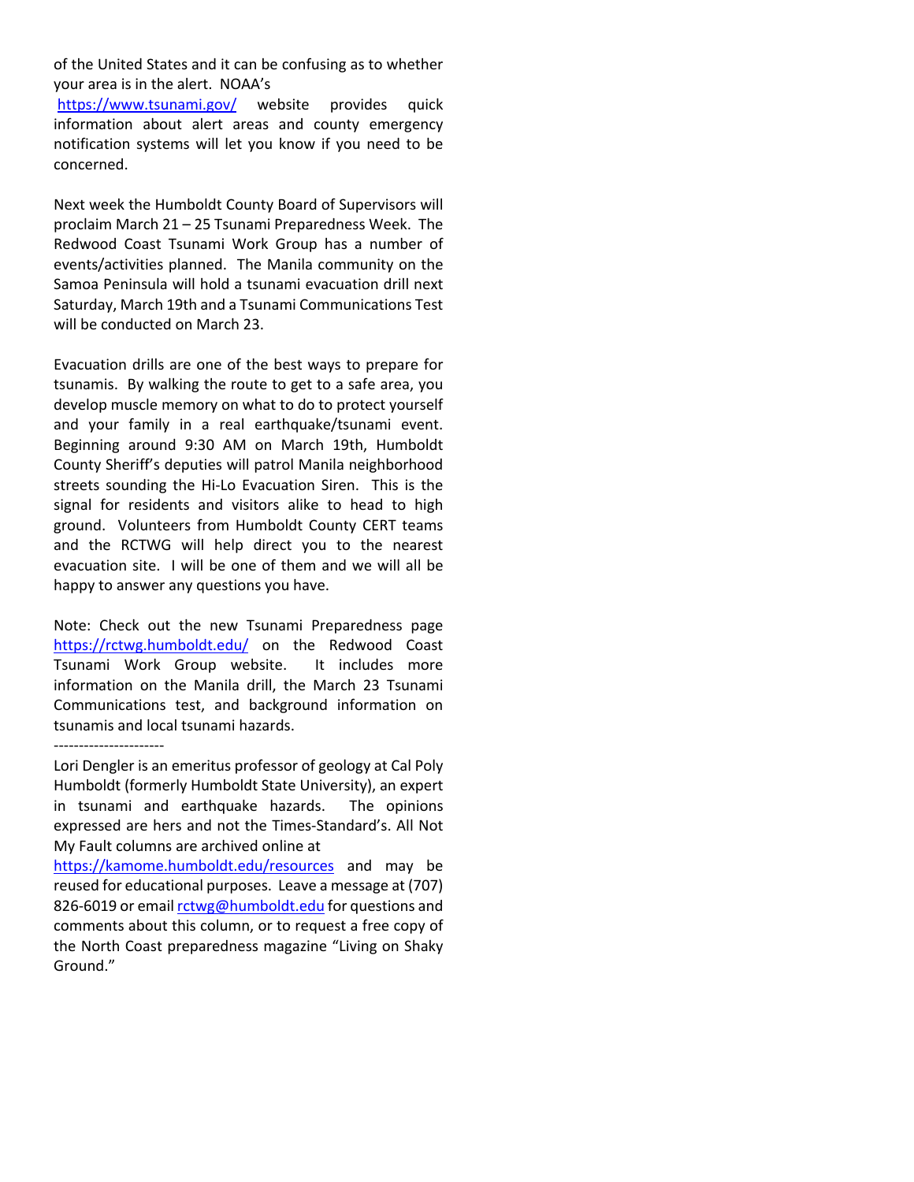of the United States and it can be confusing as to whether your area is in the alert. NOAA's https://www.tsunami.gov/ website provides quick information about alert areas and county emergency notification systems will let you know if you need to be concerned.

Next week the Humboldt County Board of Supervisors will proclaim March 21 – 25 Tsunami Preparedness Week. The Redwood Coast Tsunami Work Group has a number of events/activities planned. The Manila community on the Samoa Peninsula will hold a tsunami evacuation drill next Saturday, March 19th and a Tsunami Communications Test will be conducted on March 23.

Evacuation drills are one of the best ways to prepare for tsunamis. By walking the route to get to a safe area, you develop muscle memory on what to do to protect yourself and your family in a real earthquake/tsunami event. Beginning around 9:30 AM on March 19th, Humboldt County Sheriff's deputies will patrol Manila neighborhood streets sounding the Hi-Lo Evacuation Siren. This is the signal for residents and visitors alike to head to high ground. Volunteers from Humboldt County CERT teams and the RCTWG will help direct you to the nearest evacuation site. I will be one of them and we will all be happy to answer any questions you have.

Note: Check out the new Tsunami Preparedness page https://rctwg.humboldt.edu/ on the Redwood Coast Tsunami Work Group website. It includes more information on the Manila drill, the March 23 Tsunami Communications test, and background information on tsunamis and local tsunami hazards.

----------------------

Lori Dengler is an emeritus professor of geology at Cal Poly Humboldt (formerly Humboldt State University), an expert in tsunami and earthquake hazards. The opinions expressed are hers and not the Times-Standard's. All Not My Fault columns are archived online at https://kamome.humboldt.edu/resources and may be reused for educational purposes. Leave a message at (707) 826-6019 or email rctwg@humboldt.edu for questions and comments about this column, or to request a free copy of the North Coast preparedness magazine "Living on Shaky Ground."